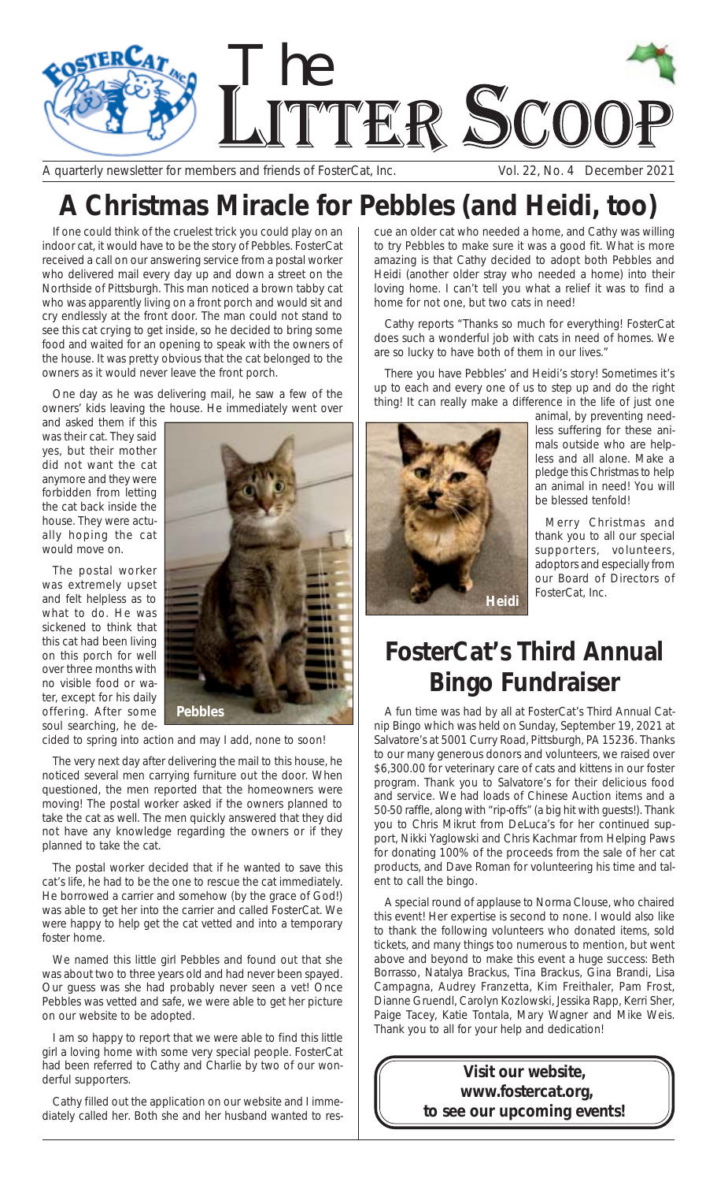# The Litter Scoop

A quarterly newsletter for members and friends of FosterCat, Inc. Vol. 22, No. 4 December 2021

# A Christmas Miracle for Pebbles (and Heidi, too)

If one could think of the cruelest trick you could play on an indoor cat, it would have to be the story of Pebbles. FosterCat received a call on our answering service from a postal worker who delivered mail every day up and down a street on the Northside of Pittsburgh. This man noticed a brown tabby cat who was apparently living on a front porch and would sit and cry endlessly at the front door. The man could not stand to see this cat crying to get inside, so he decided to bring some food and waited for an opening to speak with the owners of the house. It was pretty obvious that the cat belonged to the owners as it would never leave the front porch.

One day as he was delivering mail, he saw a few of the owners' kids leaving the house. He immediately went over and asked them if this was their cat. They said yes, but their mother did not want the cat anymore and they were forbidden from letting the cat back inside the house. They were actually hoping the cat would move on.

The postal worker was extremely upset and felt helpless as to what to do. He was sickened to think that this cat had been living on this porch for well over three months with no visible food or water, except for his daily offering. After some soul searching, he decided to spring into action and may I add, none to soon!

Pebbles

The very next day after delivering the mail to this house, he noticed several men carrying furniture out the door. When questioned, the men reported that the homeowners were moving! The postal worker asked if the owners planned to take the cat as well. The men quickly answered that they did not have any knowledge regarding the owners or if they planned to take the cat.

The postal worker decided that if he wanted to save this cat's life, he had to be the one to rescue the cat immediately. He borrowed a carrier and somehow (by the grace of God!) was able to get her into the carrier and called FosterCat. We were happy to help get the cat vetted and into a temporary foster home.

We named this little girl Pebbles and found out that she was about two to three years old and had never been spayed. Our guess was she had probably never seen a vet! Once Pebbles was vetted and safe, we were able to get her picture on our website to be adopted.

I am so happy to report that we were able to find this little girl a loving home with some very special people. FosterCat had been referred to Cathy and Charlie by two of our wonderful supporters.

Cathy filled out the application on our website and I immediately called her. Both she and her husband wanted to rescue an older cat who needed a home, and Cathy was willing to try Pebbles to make sure it was a good fit. What is more amazing is that Cathy decided to adopt both Pebbles and Heidi (another older stray who needed a home) into their loving home. I can't tell you what a relief it was to find a home for not one, but two cats in need!

Cathy reports "Thanks so much for everything! FosterCat does such a wonderful job with cats in need of homes. We are so lucky to have both of them in our lives."

There you have Pebbles' and Heidi's story! Sometimes it's up to each and every one of us to step up and do the right thing! It can really make a difference in the life of just one animal, by preventing needless suffering for these animals outside who are helpless and all alone. Make a pledge this Christmas to help an animal in need! You will be blessed tenfold!

Heidi

Merry Christmas and thank you to all our special supporters, volunteers, adoptors and especially from our Board of Directors of FosterCat, Inc.

# FosterCat's Third Annual Bingo Fundraiser

A fun time was had by all at FosterCat's Third Annual Catnip Bingo which was held on Sunday, September 19, 2021 at Salvatore's at 5001 Curry Road, Pittsburgh, PA 15236. Thanks to our many generous donors and volunteers, we raised over $6,300.00 for veterinary care of cats and kittens in our foster program. Thank you to Salvatore's for their delicious food and service. We had loads of Chinese Auction items and a 50-50 raffle, along with "rip-offs" (a big hit with guests!). Thank you to Chris Mikrut from DeLuca's for her continued support, Nikki Yaglowski and Chris Kachmar from Helping Paws for donating 100% of the proceeds from the sale of her cat products, and Dave Roman for volunteering his time and talent to call the bingo.

A special round of applause to Norma Clouse, who chaired this event! Her expertise is second to none. I would also like to thank the following volunteers who donated items, sold tickets, and many things too numerous to mention, but went above and beyond to make this event a huge success: Beth Borrasso, Natalya Brackus, Tina Brackus, Gina Brandi, Lisa Campagna, Audrey Franzetta, Kim Freithaler, Pam Frost, Dianne Gruendl, Carolyn Kozlowski, Jessika Rapp, Kerri Sher, Paige Tacey, Katie Tontala, Mary Wagner and Mike Weis. Thank you to all for your help and dedication!

**Visit our website, www.fostercat.org, to see our upcoming events!**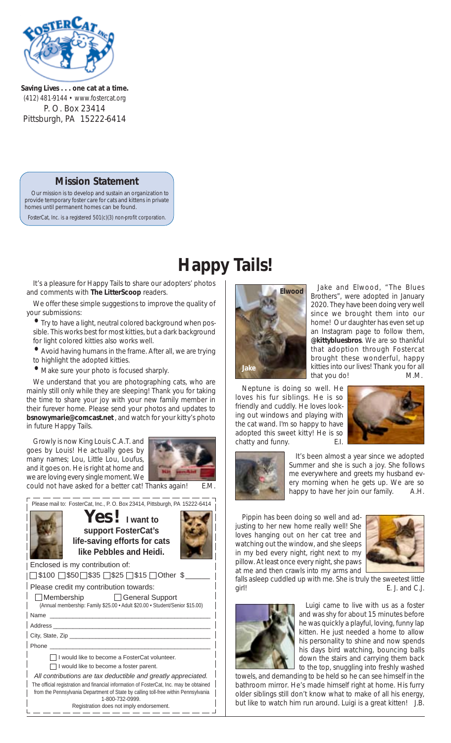**Saving Lives . . . one cat at a time.**
(412) 481-9144 • www.fostercat.org
P. O. Box 23414
Pittsburgh, PA 15222-6414

## Mission Statement

Our mission is to develop and sustain an organization to provide temporary foster care for cats and kittens in private homes until permanent homes can be found.

*FosterCat, Inc. is a registered 501(c)(3) non-profit corporation.*

# Happy Tails!

It's a pleasure for Happy Tails to share our adopters' photos and comments with **The LitterScoop** readers.

We offer these simple suggestions to improve the quality of your submissions:

- Try to have a light, neutral colored background when possible. This works best for most kitties, but a dark background for light colored kitties also works well.
- Avoid having humans in the frame. After all, we are trying to highlight the adopted kitties.
- Make sure your photo is focused sharply.

We understand that you are photographing cats, who are mainly still only while they are sleeping! Thank you for taking the time to share your joy with your new family member in their furever home. Please send your photos and updates to **bsnowymarie@comcast.net**, and watch for your kitty's photo in future Happy Tails.

Growly is now King Louis C.A.T. and goes by Louis! He actually goes by many names; Lou, Little Lou, Loufus, and it goes on. He is right at home and we are loving every single moment. We could not have asked for a better cat! Thanks again! E.M.

Please mail to: FosterCat, Inc., P. O. Box 23414, Pittsburgh, PA 15222-6414

**Yes! I want to support FosterCat's life-saving efforts for cats like Pebbles and Heidi.**

Enclosed is my contribution of:

☐ $100 ☐ $50 ☐ $35 ☐ $25 ☐ $15 ☐ Other $______

Please credit my contribution towards:

☐ Membership ☐ General Support

(Annual membership: Family $25.00 • Adult $20.00 • Student/Senior $15.00)

Name ______________________________

Address ______________________________

City, State, Zip ______________________________

Phone ______________________________

☐ I would like to become a FosterCat volunteer.

☐ I would like to become a foster parent.

*All contributions are tax deductible and greatly appreciated.*

The official registration and financial information of FosterCat, Inc. may be obtained from the Pennsylvania Department of State by calling toll-free within Pennsylvania 1-800-732-0999.
Registration does not imply endorsement.

Elwood

Jake

Jake and Elwood, "The Blues Brothers", were adopted in January 2020. They have been doing very well since we brought them into our home! Our daughter has even set up an Instagram page to follow them, **@kittybluesbros**. We are so thankful that adoption through Fostercat brought these wonderful, happy kitties into our lives! Thank you for all that you do! M.M.

Neptune is doing so well. He loves his fur siblings. He is so friendly and cuddly. He loves looking out windows and playing with the cat wand. I'm so happy to have adopted this sweet kitty! He is so chatty and funny. E.I.

It's been almost a year since we adopted Summer and she is such a joy. She follows me everywhere and greets my husband every morning when he gets up. We are so happy to have her join our family. A.H.

Pippin has been doing so well and adjusting to her new home really well! She loves hanging out on her cat tree and watching out the window, and she sleeps in my bed every night, right next to my pillow. At least once every night, she paws at me and then crawls into my arms and falls asleep cuddled up with me. She is truly the sweetest little girl! E. J. and C.J.

Luigi came to live with us as a foster and was shy for about 15 minutes before he was quickly a playful, loving, funny lap kitten. He just needed a home to allow his personality to shine and now spends his days bird watching, bouncing balls down the stairs and carrying them back to the top, snuggling into freshly washed towels, and demanding to be held so he can see himself in the bathroom mirror. He's made himself right at home. His furry older siblings still don't know what to make of all his energy, but like to watch him run around. Luigi is a great kitten! J.B.